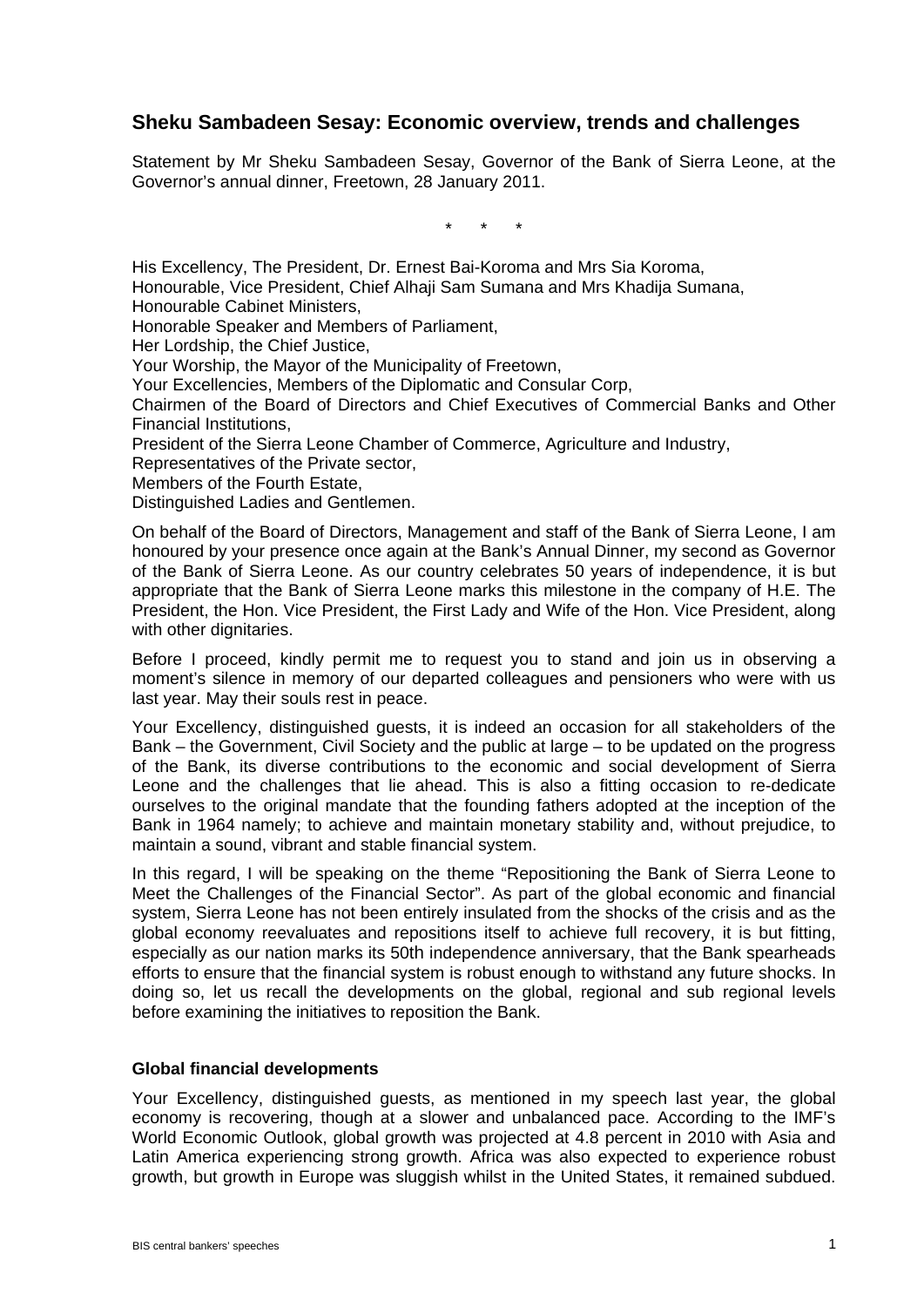# Sheku Sambadeen Sesay: Economic overview, trends and challenges

Statement by Mr Sheku Sambadeen Sesay, Governor of the Bank of Sierra Leone, at the Governor's annual dinner, Freetown, 28 January 2011.

\* \* \*

His Excellency, The President, Dr. Ernest Bai-Koroma and Mrs Sia Koroma,
Honourable, Vice President, Chief Alhaji Sam Sumana and Mrs Khadija Sumana,
Honourable Cabinet Ministers,
Honorable Speaker and Members of Parliament,
Her Lordship, the Chief Justice,
Your Worship, the Mayor of the Municipality of Freetown,
Your Excellencies, Members of the Diplomatic and Consular Corp,
Chairmen of the Board of Directors and Chief Executives of Commercial Banks and Other Financial Institutions,
President of the Sierra Leone Chamber of Commerce, Agriculture and Industry,
Representatives of the Private sector,
Members of the Fourth Estate,
Distinguished Ladies and Gentlemen.

On behalf of the Board of Directors, Management and staff of the Bank of Sierra Leone, I am honoured by your presence once again at the Bank's Annual Dinner, my second as Governor of the Bank of Sierra Leone. As our country celebrates 50 years of independence, it is but appropriate that the Bank of Sierra Leone marks this milestone in the company of H.E. The President, the Hon. Vice President, the First Lady and Wife of the Hon. Vice President, along with other dignitaries.

Before I proceed, kindly permit me to request you to stand and join us in observing a moment's silence in memory of our departed colleagues and pensioners who were with us last year. May their souls rest in peace.

Your Excellency, distinguished guests, it is indeed an occasion for all stakeholders of the Bank – the Government, Civil Society and the public at large – to be updated on the progress of the Bank, its diverse contributions to the economic and social development of Sierra Leone and the challenges that lie ahead. This is also a fitting occasion to re-dedicate ourselves to the original mandate that the founding fathers adopted at the inception of the Bank in 1964 namely; to achieve and maintain monetary stability and, without prejudice, to maintain a sound, vibrant and stable financial system.

In this regard, I will be speaking on the theme "Repositioning the Bank of Sierra Leone to Meet the Challenges of the Financial Sector". As part of the global economic and financial system, Sierra Leone has not been entirely insulated from the shocks of the crisis and as the global economy reevaluates and repositions itself to achieve full recovery, it is but fitting, especially as our nation marks its 50th independence anniversary, that the Bank spearheads efforts to ensure that the financial system is robust enough to withstand any future shocks. In doing so, let us recall the developments on the global, regional and sub regional levels before examining the initiatives to reposition the Bank.

## Global financial developments

Your Excellency, distinguished guests, as mentioned in my speech last year, the global economy is recovering, though at a slower and unbalanced pace. According to the IMF's World Economic Outlook, global growth was projected at 4.8 percent in 2010 with Asia and Latin America experiencing strong growth. Africa was also expected to experience robust growth, but growth in Europe was sluggish whilst in the United States, it remained subdued.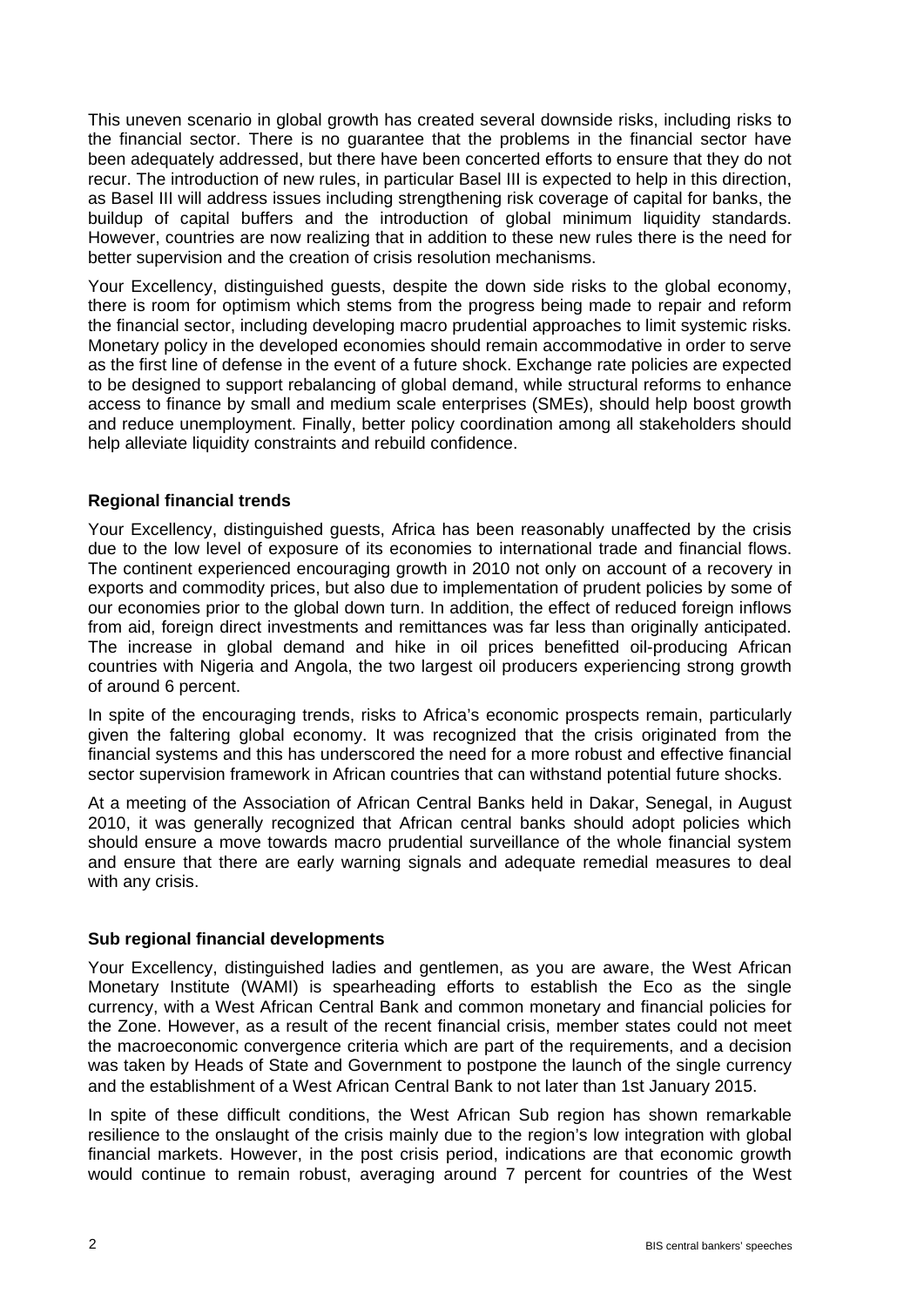This uneven scenario in global growth has created several downside risks, including risks to the financial sector. There is no guarantee that the problems in the financial sector have been adequately addressed, but there have been concerted efforts to ensure that they do not recur. The introduction of new rules, in particular Basel III is expected to help in this direction, as Basel III will address issues including strengthening risk coverage of capital for banks, the buildup of capital buffers and the introduction of global minimum liquidity standards. However, countries are now realizing that in addition to these new rules there is the need for better supervision and the creation of crisis resolution mechanisms.

Your Excellency, distinguished guests, despite the down side risks to the global economy, there is room for optimism which stems from the progress being made to repair and reform the financial sector, including developing macro prudential approaches to limit systemic risks. Monetary policy in the developed economies should remain accommodative in order to serve as the first line of defense in the event of a future shock. Exchange rate policies are expected to be designed to support rebalancing of global demand, while structural reforms to enhance access to finance by small and medium scale enterprises (SMEs), should help boost growth and reduce unemployment. Finally, better policy coordination among all stakeholders should help alleviate liquidity constraints and rebuild confidence.

**Regional financial trends**

Your Excellency, distinguished guests, Africa has been reasonably unaffected by the crisis due to the low level of exposure of its economies to international trade and financial flows. The continent experienced encouraging growth in 2010 not only on account of a recovery in exports and commodity prices, but also due to implementation of prudent policies by some of our economies prior to the global down turn. In addition, the effect of reduced foreign inflows from aid, foreign direct investments and remittances was far less than originally anticipated. The increase in global demand and hike in oil prices benefitted oil-producing African countries with Nigeria and Angola, the two largest oil producers experiencing strong growth of around 6 percent.

In spite of the encouraging trends, risks to Africa's economic prospects remain, particularly given the faltering global economy. It was recognized that the crisis originated from the financial systems and this has underscored the need for a more robust and effective financial sector supervision framework in African countries that can withstand potential future shocks.

At a meeting of the Association of African Central Banks held in Dakar, Senegal, in August 2010, it was generally recognized that African central banks should adopt policies which should ensure a move towards macro prudential surveillance of the whole financial system and ensure that there are early warning signals and adequate remedial measures to deal with any crisis.

**Sub regional financial developments**

Your Excellency, distinguished ladies and gentlemen, as you are aware, the West African Monetary Institute (WAMI) is spearheading efforts to establish the Eco as the single currency, with a West African Central Bank and common monetary and financial policies for the Zone. However, as a result of the recent financial crisis, member states could not meet the macroeconomic convergence criteria which are part of the requirements, and a decision was taken by Heads of State and Government to postpone the launch of the single currency and the establishment of a West African Central Bank to not later than 1st January 2015.

In spite of these difficult conditions, the West African Sub region has shown remarkable resilience to the onslaught of the crisis mainly due to the region's low integration with global financial markets. However, in the post crisis period, indications are that economic growth would continue to remain robust, averaging around 7 percent for countries of the West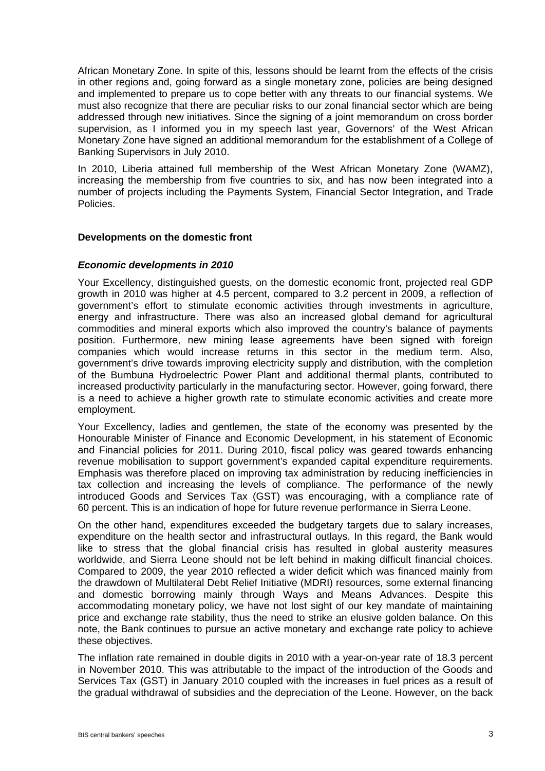African Monetary Zone. In spite of this, lessons should be learnt from the effects of the crisis in other regions and, going forward as a single monetary zone, policies are being designed and implemented to prepare us to cope better with any threats to our financial systems. We must also recognize that there are peculiar risks to our zonal financial sector which are being addressed through new initiatives. Since the signing of a joint memorandum on cross border supervision, as I informed you in my speech last year, Governors' of the West African Monetary Zone have signed an additional memorandum for the establishment of a College of Banking Supervisors in July 2010.

In 2010, Liberia attained full membership of the West African Monetary Zone (WAMZ), increasing the membership from five countries to six, and has now been integrated into a number of projects including the Payments System, Financial Sector Integration, and Trade Policies.

## Developments on the domestic front

### *Economic developments in 2010*

Your Excellency, distinguished guests, on the domestic economic front, projected real GDP growth in 2010 was higher at 4.5 percent, compared to 3.2 percent in 2009, a reflection of government's effort to stimulate economic activities through investments in agriculture, energy and infrastructure. There was also an increased global demand for agricultural commodities and mineral exports which also improved the country's balance of payments position. Furthermore, new mining lease agreements have been signed with foreign companies which would increase returns in this sector in the medium term. Also, government's drive towards improving electricity supply and distribution, with the completion of the Bumbuna Hydroelectric Power Plant and additional thermal plants, contributed to increased productivity particularly in the manufacturing sector. However, going forward, there is a need to achieve a higher growth rate to stimulate economic activities and create more employment.

Your Excellency, ladies and gentlemen, the state of the economy was presented by the Honourable Minister of Finance and Economic Development, in his statement of Economic and Financial policies for 2011. During 2010, fiscal policy was geared towards enhancing revenue mobilisation to support government's expanded capital expenditure requirements. Emphasis was therefore placed on improving tax administration by reducing inefficiencies in tax collection and increasing the levels of compliance. The performance of the newly introduced Goods and Services Tax (GST) was encouraging, with a compliance rate of 60 percent. This is an indication of hope for future revenue performance in Sierra Leone.

On the other hand, expenditures exceeded the budgetary targets due to salary increases, expenditure on the health sector and infrastructural outlays. In this regard, the Bank would like to stress that the global financial crisis has resulted in global austerity measures worldwide, and Sierra Leone should not be left behind in making difficult financial choices. Compared to 2009, the year 2010 reflected a wider deficit which was financed mainly from the drawdown of Multilateral Debt Relief Initiative (MDRI) resources, some external financing and domestic borrowing mainly through Ways and Means Advances. Despite this accommodating monetary policy, we have not lost sight of our key mandate of maintaining price and exchange rate stability, thus the need to strike an elusive golden balance. On this note, the Bank continues to pursue an active monetary and exchange rate policy to achieve these objectives.

The inflation rate remained in double digits in 2010 with a year-on-year rate of 18.3 percent in November 2010. This was attributable to the impact of the introduction of the Goods and Services Tax (GST) in January 2010 coupled with the increases in fuel prices as a result of the gradual withdrawal of subsidies and the depreciation of the Leone. However, on the back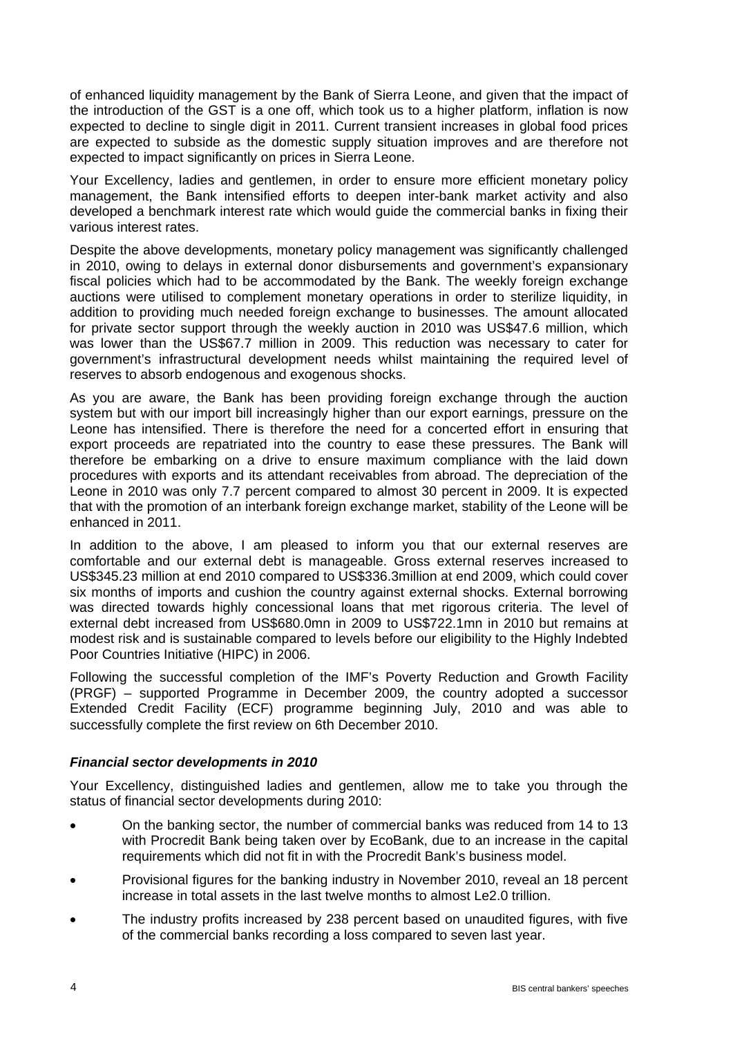of enhanced liquidity management by the Bank of Sierra Leone, and given that the impact of the introduction of the GST is a one off, which took us to a higher platform, inflation is now expected to decline to single digit in 2011. Current transient increases in global food prices are expected to subside as the domestic supply situation improves and are therefore not expected to impact significantly on prices in Sierra Leone.

Your Excellency, ladies and gentlemen, in order to ensure more efficient monetary policy management, the Bank intensified efforts to deepen inter-bank market activity and also developed a benchmark interest rate which would guide the commercial banks in fixing their various interest rates.

Despite the above developments, monetary policy management was significantly challenged in 2010, owing to delays in external donor disbursements and government's expansionary fiscal policies which had to be accommodated by the Bank. The weekly foreign exchange auctions were utilised to complement monetary operations in order to sterilize liquidity, in addition to providing much needed foreign exchange to businesses. The amount allocated for private sector support through the weekly auction in 2010 was US$47.6 million, which was lower than the US$67.7 million in 2009. This reduction was necessary to cater for government's infrastructural development needs whilst maintaining the required level of reserves to absorb endogenous and exogenous shocks.

As you are aware, the Bank has been providing foreign exchange through the auction system but with our import bill increasingly higher than our export earnings, pressure on the Leone has intensified. There is therefore the need for a concerted effort in ensuring that export proceeds are repatriated into the country to ease these pressures. The Bank will therefore be embarking on a drive to ensure maximum compliance with the laid down procedures with exports and its attendant receivables from abroad. The depreciation of the Leone in 2010 was only 7.7 percent compared to almost 30 percent in 2009. It is expected that with the promotion of an interbank foreign exchange market, stability of the Leone will be enhanced in 2011.

In addition to the above, I am pleased to inform you that our external reserves are comfortable and our external debt is manageable. Gross external reserves increased to US$345.23 million at end 2010 compared to US$336.3million at end 2009, which could cover six months of imports and cushion the country against external shocks. External borrowing was directed towards highly concessional loans that met rigorous criteria. The level of external debt increased from US$680.0mn in 2009 to US$722.1mn in 2010 but remains at modest risk and is sustainable compared to levels before our eligibility to the Highly Indebted Poor Countries Initiative (HIPC) in 2006.

Following the successful completion of the IMF's Poverty Reduction and Growth Facility (PRGF) – supported Programme in December 2009, the country adopted a successor Extended Credit Facility (ECF) programme beginning July, 2010 and was able to successfully complete the first review on 6th December 2010.

### *Financial sector developments in 2010*

Your Excellency, distinguished ladies and gentlemen, allow me to take you through the status of financial sector developments during 2010:

- On the banking sector, the number of commercial banks was reduced from 14 to 13 with Procredit Bank being taken over by EcoBank, due to an increase in the capital requirements which did not fit in with the Procredit Bank's business model.
- Provisional figures for the banking industry in November 2010, reveal an 18 percent increase in total assets in the last twelve months to almost Le2.0 trillion.
- The industry profits increased by 238 percent based on unaudited figures, with five of the commercial banks recording a loss compared to seven last year.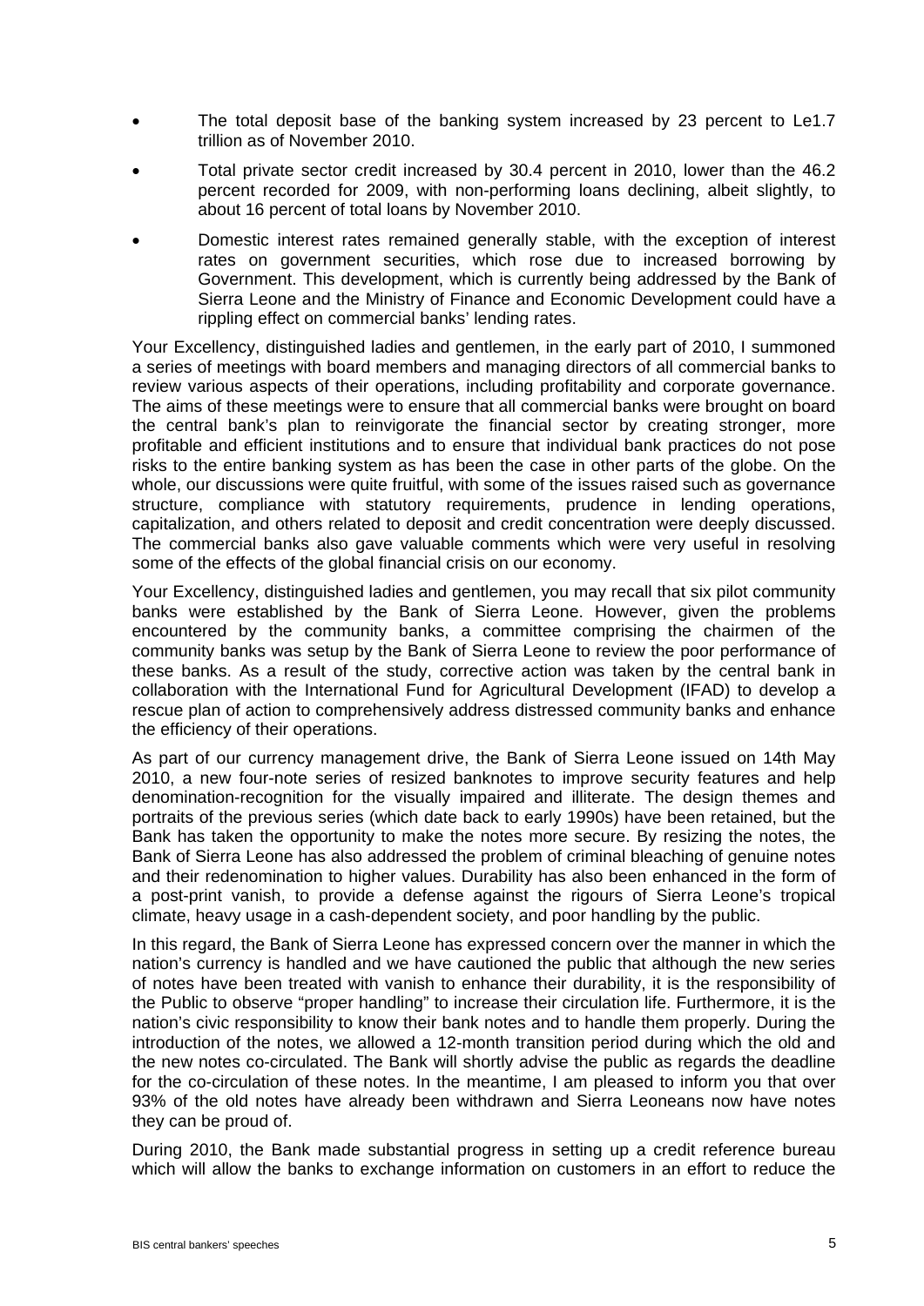- The total deposit base of the banking system increased by 23 percent to Le1.7 trillion as of November 2010.
- Total private sector credit increased by 30.4 percent in 2010, lower than the 46.2 percent recorded for 2009, with non-performing loans declining, albeit slightly, to about 16 percent of total loans by November 2010.
- Domestic interest rates remained generally stable, with the exception of interest rates on government securities, which rose due to increased borrowing by Government. This development, which is currently being addressed by the Bank of Sierra Leone and the Ministry of Finance and Economic Development could have a rippling effect on commercial banks' lending rates.

Your Excellency, distinguished ladies and gentlemen, in the early part of 2010, I summoned a series of meetings with board members and managing directors of all commercial banks to review various aspects of their operations, including profitability and corporate governance. The aims of these meetings were to ensure that all commercial banks were brought on board the central bank's plan to reinvigorate the financial sector by creating stronger, more profitable and efficient institutions and to ensure that individual bank practices do not pose risks to the entire banking system as has been the case in other parts of the globe. On the whole, our discussions were quite fruitful, with some of the issues raised such as governance structure, compliance with statutory requirements, prudence in lending operations, capitalization, and others related to deposit and credit concentration were deeply discussed. The commercial banks also gave valuable comments which were very useful in resolving some of the effects of the global financial crisis on our economy.

Your Excellency, distinguished ladies and gentlemen, you may recall that six pilot community banks were established by the Bank of Sierra Leone. However, given the problems encountered by the community banks, a committee comprising the chairmen of the community banks was setup by the Bank of Sierra Leone to review the poor performance of these banks. As a result of the study, corrective action was taken by the central bank in collaboration with the International Fund for Agricultural Development (IFAD) to develop a rescue plan of action to comprehensively address distressed community banks and enhance the efficiency of their operations.

As part of our currency management drive, the Bank of Sierra Leone issued on 14th May 2010, a new four-note series of resized banknotes to improve security features and help denomination-recognition for the visually impaired and illiterate. The design themes and portraits of the previous series (which date back to early 1990s) have been retained, but the Bank has taken the opportunity to make the notes more secure. By resizing the notes, the Bank of Sierra Leone has also addressed the problem of criminal bleaching of genuine notes and their redenomination to higher values. Durability has also been enhanced in the form of a post-print vanish, to provide a defense against the rigours of Sierra Leone's tropical climate, heavy usage in a cash-dependent society, and poor handling by the public.

In this regard, the Bank of Sierra Leone has expressed concern over the manner in which the nation's currency is handled and we have cautioned the public that although the new series of notes have been treated with vanish to enhance their durability, it is the responsibility of the Public to observe "proper handling" to increase their circulation life. Furthermore, it is the nation's civic responsibility to know their bank notes and to handle them properly. During the introduction of the notes, we allowed a 12-month transition period during which the old and the new notes co-circulated. The Bank will shortly advise the public as regards the deadline for the co-circulation of these notes. In the meantime, I am pleased to inform you that over 93% of the old notes have already been withdrawn and Sierra Leoneans now have notes they can be proud of.

During 2010, the Bank made substantial progress in setting up a credit reference bureau which will allow the banks to exchange information on customers in an effort to reduce the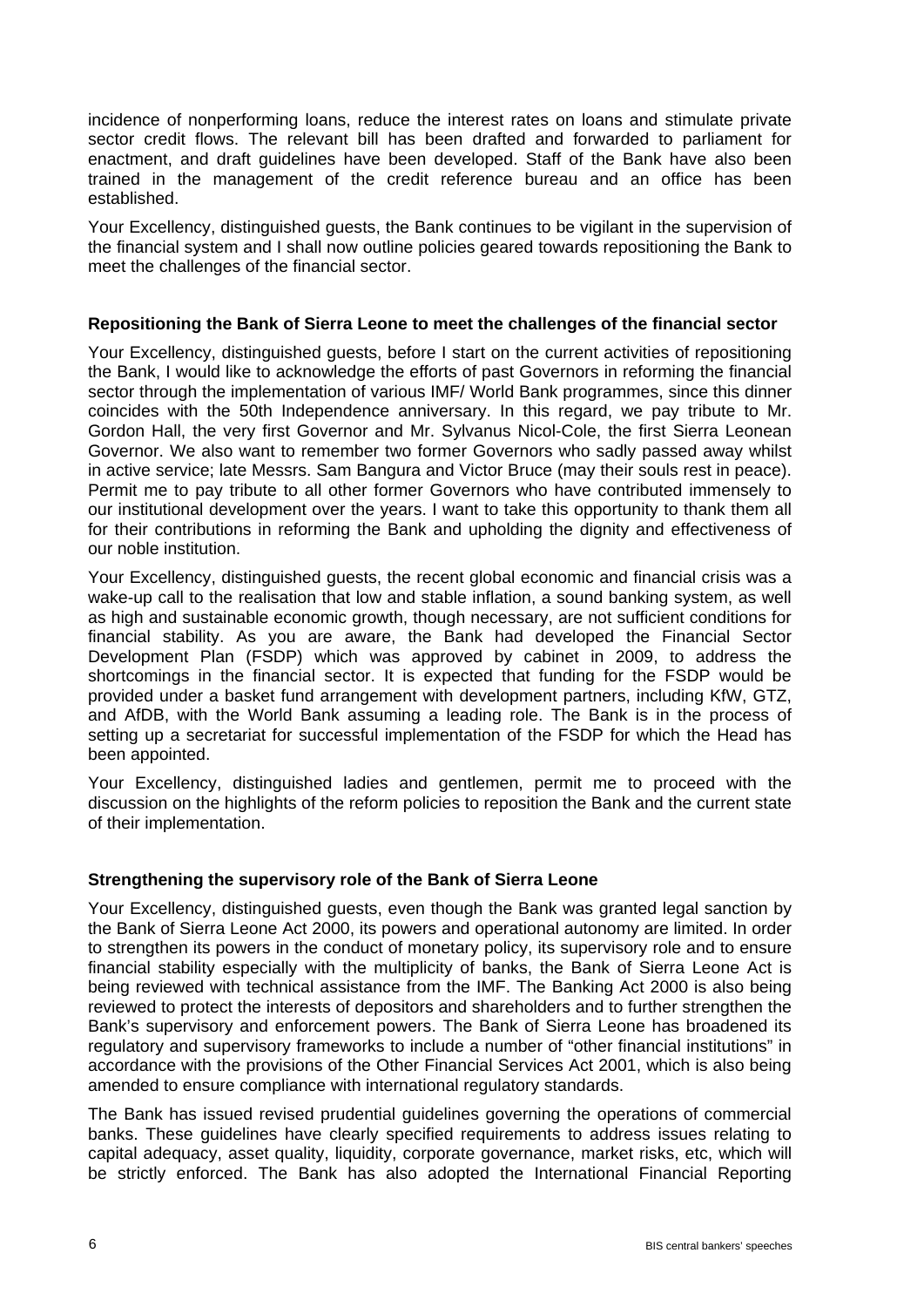incidence of nonperforming loans, reduce the interest rates on loans and stimulate private sector credit flows. The relevant bill has been drafted and forwarded to parliament for enactment, and draft guidelines have been developed. Staff of the Bank have also been trained in the management of the credit reference bureau and an office has been established.

Your Excellency, distinguished guests, the Bank continues to be vigilant in the supervision of the financial system and I shall now outline policies geared towards repositioning the Bank to meet the challenges of the financial sector.

### Repositioning the Bank of Sierra Leone to meet the challenges of the financial sector

Your Excellency, distinguished guests, before I start on the current activities of repositioning the Bank, I would like to acknowledge the efforts of past Governors in reforming the financial sector through the implementation of various IMF/ World Bank programmes, since this dinner coincides with the 50th Independence anniversary. In this regard, we pay tribute to Mr. Gordon Hall, the very first Governor and Mr. Sylvanus Nicol-Cole, the first Sierra Leonean Governor. We also want to remember two former Governors who sadly passed away whilst in active service; late Messrs. Sam Bangura and Victor Bruce (may their souls rest in peace). Permit me to pay tribute to all other former Governors who have contributed immensely to our institutional development over the years. I want to take this opportunity to thank them all for their contributions in reforming the Bank and upholding the dignity and effectiveness of our noble institution.

Your Excellency, distinguished guests, the recent global economic and financial crisis was a wake-up call to the realisation that low and stable inflation, a sound banking system, as well as high and sustainable economic growth, though necessary, are not sufficient conditions for financial stability. As you are aware, the Bank had developed the Financial Sector Development Plan (FSDP) which was approved by cabinet in 2009, to address the shortcomings in the financial sector. It is expected that funding for the FSDP would be provided under a basket fund arrangement with development partners, including KfW, GTZ, and AfDB, with the World Bank assuming a leading role. The Bank is in the process of setting up a secretariat for successful implementation of the FSDP for which the Head has been appointed.

Your Excellency, distinguished ladies and gentlemen, permit me to proceed with the discussion on the highlights of the reform policies to reposition the Bank and the current state of their implementation.

### Strengthening the supervisory role of the Bank of Sierra Leone

Your Excellency, distinguished guests, even though the Bank was granted legal sanction by the Bank of Sierra Leone Act 2000, its powers and operational autonomy are limited. In order to strengthen its powers in the conduct of monetary policy, its supervisory role and to ensure financial stability especially with the multiplicity of banks, the Bank of Sierra Leone Act is being reviewed with technical assistance from the IMF. The Banking Act 2000 is also being reviewed to protect the interests of depositors and shareholders and to further strengthen the Bank's supervisory and enforcement powers. The Bank of Sierra Leone has broadened its regulatory and supervisory frameworks to include a number of "other financial institutions" in accordance with the provisions of the Other Financial Services Act 2001, which is also being amended to ensure compliance with international regulatory standards.

The Bank has issued revised prudential guidelines governing the operations of commercial banks. These guidelines have clearly specified requirements to address issues relating to capital adequacy, asset quality, liquidity, corporate governance, market risks, etc, which will be strictly enforced. The Bank has also adopted the International Financial Reporting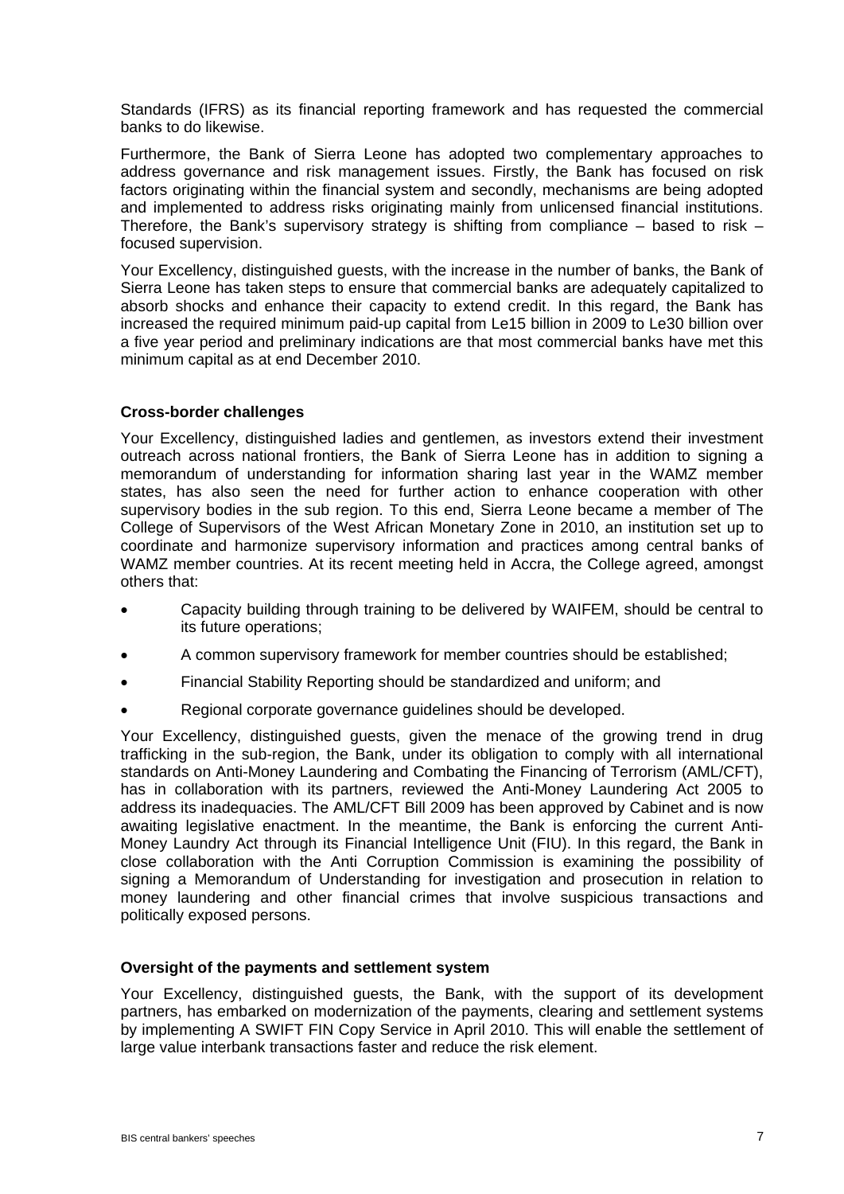Standards (IFRS) as its financial reporting framework and has requested the commercial banks to do likewise.

Furthermore, the Bank of Sierra Leone has adopted two complementary approaches to address governance and risk management issues. Firstly, the Bank has focused on risk factors originating within the financial system and secondly, mechanisms are being adopted and implemented to address risks originating mainly from unlicensed financial institutions. Therefore, the Bank's supervisory strategy is shifting from compliance – based to risk – focused supervision.

Your Excellency, distinguished guests, with the increase in the number of banks, the Bank of Sierra Leone has taken steps to ensure that commercial banks are adequately capitalized to absorb shocks and enhance their capacity to extend credit. In this regard, the Bank has increased the required minimum paid-up capital from Le15 billion in 2009 to Le30 billion over a five year period and preliminary indications are that most commercial banks have met this minimum capital as at end December 2010.

### Cross-border challenges

Your Excellency, distinguished ladies and gentlemen, as investors extend their investment outreach across national frontiers, the Bank of Sierra Leone has in addition to signing a memorandum of understanding for information sharing last year in the WAMZ member states, has also seen the need for further action to enhance cooperation with other supervisory bodies in the sub region. To this end, Sierra Leone became a member of The College of Supervisors of the West African Monetary Zone in 2010, an institution set up to coordinate and harmonize supervisory information and practices among central banks of WAMZ member countries. At its recent meeting held in Accra, the College agreed, amongst others that:

- Capacity building through training to be delivered by WAIFEM, should be central to its future operations;
- A common supervisory framework for member countries should be established;
- Financial Stability Reporting should be standardized and uniform; and
- Regional corporate governance guidelines should be developed.

Your Excellency, distinguished guests, given the menace of the growing trend in drug trafficking in the sub-region, the Bank, under its obligation to comply with all international standards on Anti-Money Laundering and Combating the Financing of Terrorism (AML/CFT), has in collaboration with its partners, reviewed the Anti-Money Laundering Act 2005 to address its inadequacies. The AML/CFT Bill 2009 has been approved by Cabinet and is now awaiting legislative enactment. In the meantime, the Bank is enforcing the current Anti-Money Laundry Act through its Financial Intelligence Unit (FIU). In this regard, the Bank in close collaboration with the Anti Corruption Commission is examining the possibility of signing a Memorandum of Understanding for investigation and prosecution in relation to money laundering and other financial crimes that involve suspicious transactions and politically exposed persons.

### Oversight of the payments and settlement system

Your Excellency, distinguished guests, the Bank, with the support of its development partners, has embarked on modernization of the payments, clearing and settlement systems by implementing A SWIFT FIN Copy Service in April 2010. This will enable the settlement of large value interbank transactions faster and reduce the risk element.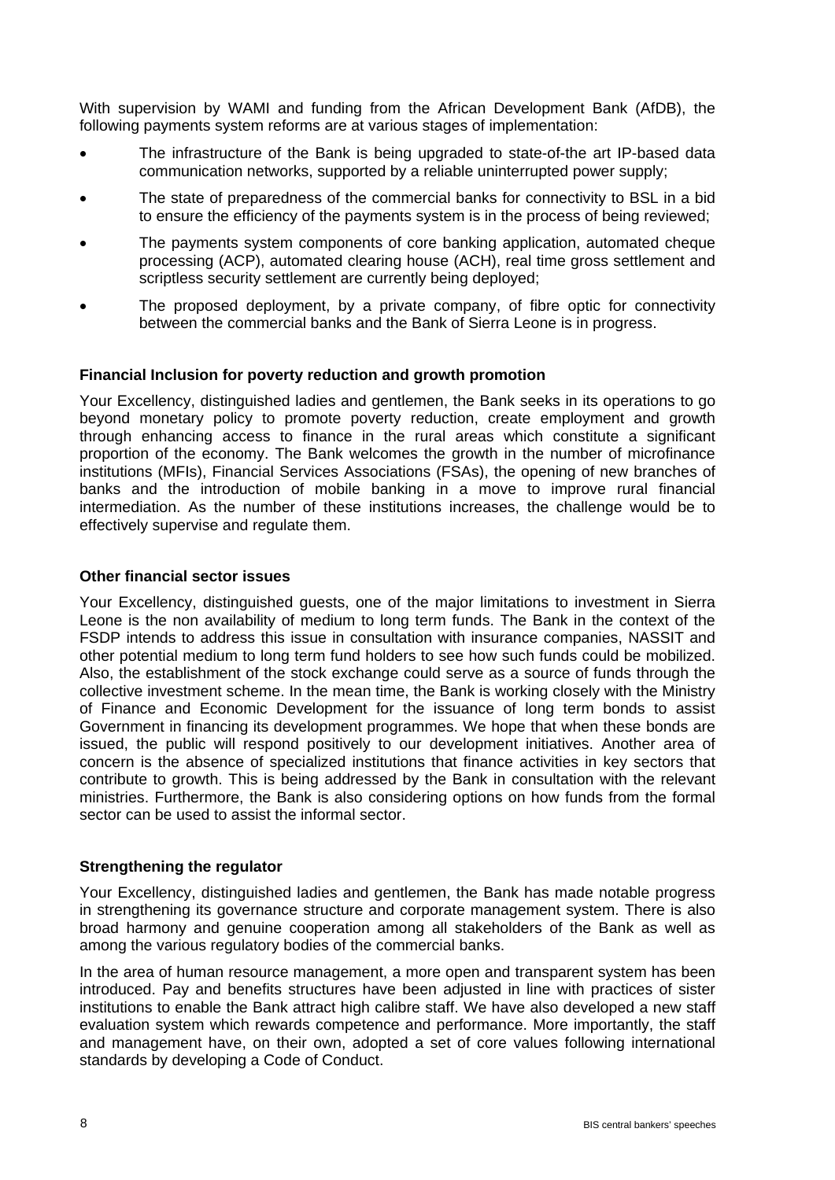With supervision by WAMI and funding from the African Development Bank (AfDB), the following payments system reforms are at various stages of implementation:

- The infrastructure of the Bank is being upgraded to state-of-the art IP-based data communication networks, supported by a reliable uninterrupted power supply;
- The state of preparedness of the commercial banks for connectivity to BSL in a bid to ensure the efficiency of the payments system is in the process of being reviewed;
- The payments system components of core banking application, automated cheque processing (ACP), automated clearing house (ACH), real time gross settlement and scriptless security settlement are currently being deployed;
- The proposed deployment, by a private company, of fibre optic for connectivity between the commercial banks and the Bank of Sierra Leone is in progress.

**Financial Inclusion for poverty reduction and growth promotion**

Your Excellency, distinguished ladies and gentlemen, the Bank seeks in its operations to go beyond monetary policy to promote poverty reduction, create employment and growth through enhancing access to finance in the rural areas which constitute a significant proportion of the economy. The Bank welcomes the growth in the number of microfinance institutions (MFIs), Financial Services Associations (FSAs), the opening of new branches of banks and the introduction of mobile banking in a move to improve rural financial intermediation. As the number of these institutions increases, the challenge would be to effectively supervise and regulate them.

**Other financial sector issues**

Your Excellency, distinguished guests, one of the major limitations to investment in Sierra Leone is the non availability of medium to long term funds. The Bank in the context of the FSDP intends to address this issue in consultation with insurance companies, NASSIT and other potential medium to long term fund holders to see how such funds could be mobilized. Also, the establishment of the stock exchange could serve as a source of funds through the collective investment scheme. In the mean time, the Bank is working closely with the Ministry of Finance and Economic Development for the issuance of long term bonds to assist Government in financing its development programmes. We hope that when these bonds are issued, the public will respond positively to our development initiatives. Another area of concern is the absence of specialized institutions that finance activities in key sectors that contribute to growth. This is being addressed by the Bank in consultation with the relevant ministries. Furthermore, the Bank is also considering options on how funds from the formal sector can be used to assist the informal sector.

**Strengthening the regulator**

Your Excellency, distinguished ladies and gentlemen, the Bank has made notable progress in strengthening its governance structure and corporate management system. There is also broad harmony and genuine cooperation among all stakeholders of the Bank as well as among the various regulatory bodies of the commercial banks.

In the area of human resource management, a more open and transparent system has been introduced. Pay and benefits structures have been adjusted in line with practices of sister institutions to enable the Bank attract high calibre staff. We have also developed a new staff evaluation system which rewards competence and performance. More importantly, the staff and management have, on their own, adopted a set of core values following international standards by developing a Code of Conduct.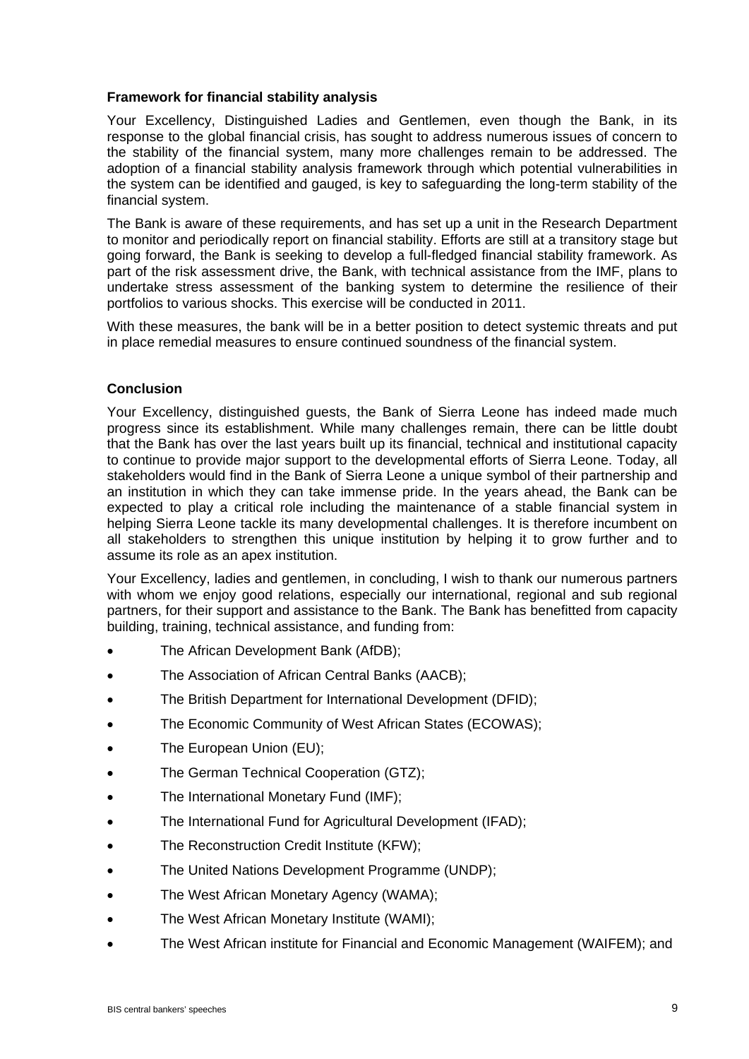### Framework for financial stability analysis

Your Excellency, Distinguished Ladies and Gentlemen, even though the Bank, in its response to the global financial crisis, has sought to address numerous issues of concern to the stability of the financial system, many more challenges remain to be addressed. The adoption of a financial stability analysis framework through which potential vulnerabilities in the system can be identified and gauged, is key to safeguarding the long-term stability of the financial system.

The Bank is aware of these requirements, and has set up a unit in the Research Department to monitor and periodically report on financial stability. Efforts are still at a transitory stage but going forward, the Bank is seeking to develop a full-fledged financial stability framework. As part of the risk assessment drive, the Bank, with technical assistance from the IMF, plans to undertake stress assessment of the banking system to determine the resilience of their portfolios to various shocks. This exercise will be conducted in 2011.

With these measures, the bank will be in a better position to detect systemic threats and put in place remedial measures to ensure continued soundness of the financial system.

### Conclusion

Your Excellency, distinguished guests, the Bank of Sierra Leone has indeed made much progress since its establishment. While many challenges remain, there can be little doubt that the Bank has over the last years built up its financial, technical and institutional capacity to continue to provide major support to the developmental efforts of Sierra Leone. Today, all stakeholders would find in the Bank of Sierra Leone a unique symbol of their partnership and an institution in which they can take immense pride. In the years ahead, the Bank can be expected to play a critical role including the maintenance of a stable financial system in helping Sierra Leone tackle its many developmental challenges. It is therefore incumbent on all stakeholders to strengthen this unique institution by helping it to grow further and to assume its role as an apex institution.

Your Excellency, ladies and gentlemen, in concluding, I wish to thank our numerous partners with whom we enjoy good relations, especially our international, regional and sub regional partners, for their support and assistance to the Bank. The Bank has benefitted from capacity building, training, technical assistance, and funding from:

- The African Development Bank (AfDB);
- The Association of African Central Banks (AACB);
- The British Department for International Development (DFID);
- The Economic Community of West African States (ECOWAS);
- The European Union (EU);
- The German Technical Cooperation (GTZ);
- The International Monetary Fund (IMF);
- The International Fund for Agricultural Development (IFAD);
- The Reconstruction Credit Institute (KFW);
- The United Nations Development Programme (UNDP);
- The West African Monetary Agency (WAMA);
- The West African Monetary Institute (WAMI);
- The West African institute for Financial and Economic Management (WAIFEM); and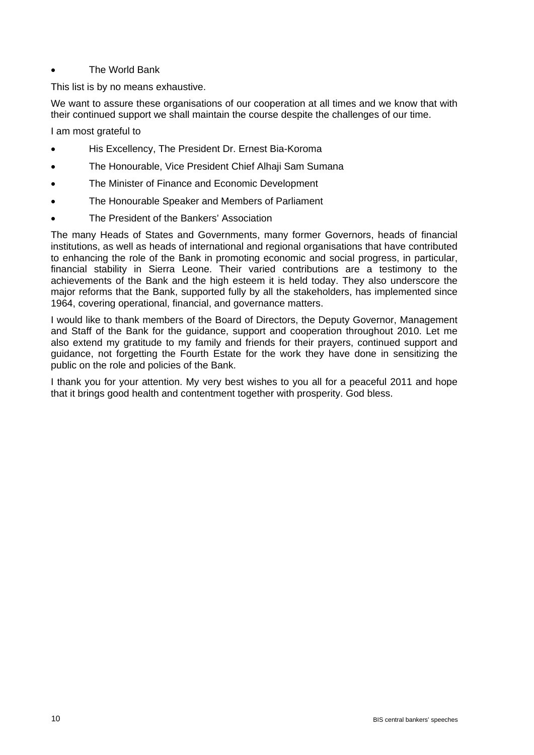- The World Bank

This list is by no means exhaustive.

We want to assure these organisations of our cooperation at all times and we know that with their continued support we shall maintain the course despite the challenges of our time.

I am most grateful to

- His Excellency, The President Dr. Ernest Bia-Koroma
- The Honourable, Vice President Chief Alhaji Sam Sumana
- The Minister of Finance and Economic Development
- The Honourable Speaker and Members of Parliament
- The President of the Bankers' Association

The many Heads of States and Governments, many former Governors, heads of financial institutions, as well as heads of international and regional organisations that have contributed to enhancing the role of the Bank in promoting economic and social progress, in particular, financial stability in Sierra Leone. Their varied contributions are a testimony to the achievements of the Bank and the high esteem it is held today. They also underscore the major reforms that the Bank, supported fully by all the stakeholders, has implemented since 1964, covering operational, financial, and governance matters.

I would like to thank members of the Board of Directors, the Deputy Governor, Management and Staff of the Bank for the guidance, support and cooperation throughout 2010. Let me also extend my gratitude to my family and friends for their prayers, continued support and guidance, not forgetting the Fourth Estate for the work they have done in sensitizing the public on the role and policies of the Bank.

I thank you for your attention. My very best wishes to you all for a peaceful 2011 and hope that it brings good health and contentment together with prosperity. God bless.